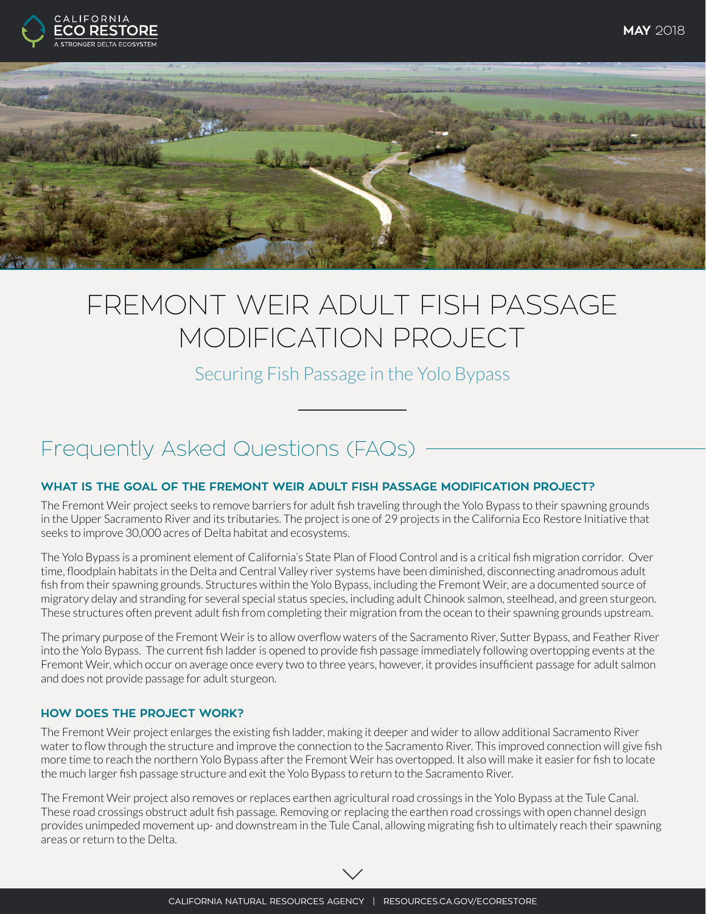MAY 2018

# FREMONT WEIR ADULT FISH PASSAGE MODIFICATION PROJECT

Securing Fish Passage in the Yolo Bypass

## Frequently Asked Questions (FAQs)

### WHAT IS THE GOAL OF THE FREMONT WEIR ADULT FISH PASSAGE MODIFICATION PROJECT?

The Fremont Weir project seeks to remove barriers for adult fish traveling through the Yolo Bypass to their spawning grounds in the Upper Sacramento River and its tributaries. The project is one of 29 projects in the California Eco Restore Initiative that seeks to improve 30,000 acres of Delta habitat and ecosystems.

The Yolo Bypass is a prominent element of California's State Plan of Flood Control and is a critical fish migration corridor. Over time, floodplain habitats in the Delta and Central Valley river systems have been diminished, disconnecting anadromous adult fish from their spawning grounds. Structures within the Yolo Bypass, including the Fremont Weir, are a documented source of migratory delay and stranding for several special status species, including adult Chinook salmon, steelhead, and green sturgeon. These structures often prevent adult fish from completing their migration from the ocean to their spawning grounds upstream.

The primary purpose of the Fremont Weir is to allow overflow waters of the Sacramento River, Sutter Bypass, and Feather River into the Yolo Bypass. The current fish ladder is opened to provide fish passage immediately following overtopping events at the Fremont Weir, which occur on average once every two to three years, however, it provides insufficient passage for adult salmon and does not provide passage for adult sturgeon.

### HOW DOES THE PROJECT WORK?

The Fremont Weir project enlarges the existing fish ladder, making it deeper and wider to allow additional Sacramento River water to flow through the structure and improve the connection to the Sacramento River. This improved connection will give fish more time to reach the northern Yolo Bypass after the Fremont Weir has overtopped. It also will make it easier for fish to locate the much larger fish passage structure and exit the Yolo Bypass to return to the Sacramento River.

The Fremont Weir project also removes or replaces earthen agricultural road crossings in the Yolo Bypass at the Tule Canal. These road crossings obstruct adult fish passage. Removing or replacing the earthen road crossings with open channel design provides unimpeded movement up- and downstream in the Tule Canal, allowing migrating fish to ultimately reach their spawning areas or return to the Delta.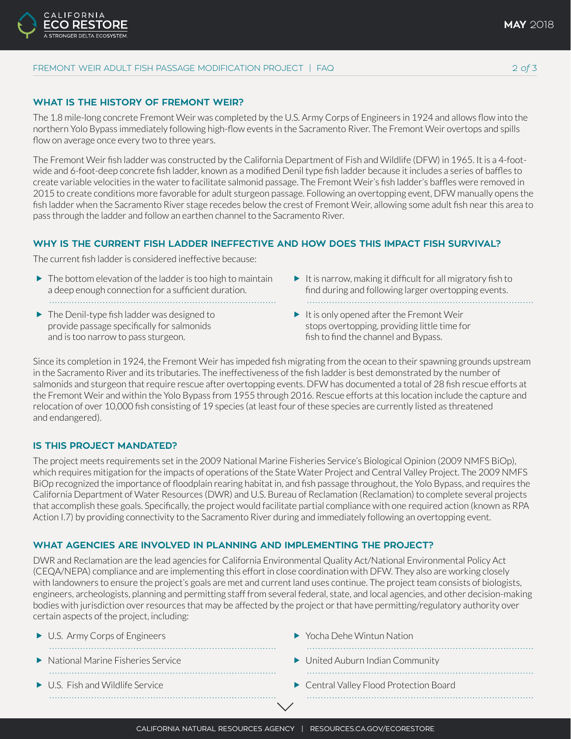## WHAT IS THE HISTORY OF FREMONT WEIR?

The 1.8 mile-long concrete Fremont Weir was completed by the U.S. Army Corps of Engineers in 1924 and allows flow into the northern Yolo Bypass immediately following high-flow events in the Sacramento River. The Fremont Weir overtops and spills flow on average once every two to three years.

The Fremont Weir fish ladder was constructed by the California Department of Fish and Wildlife (DFW) in 1965. It is a 4-foot-wide and 6-foot-deep concrete fish ladder, known as a modified Denil type fish ladder because it includes a series of baffles to create variable velocities in the water to facilitate salmonid passage. The Fremont Weir's fish ladder's baffles were removed in 2015 to create conditions more favorable for adult sturgeon passage. Following an overtopping event, DFW manually opens the fish ladder when the Sacramento River stage recedes below the crest of Fremont Weir, allowing some adult fish near this area to pass through the ladder and follow an earthen channel to the Sacramento River.

## WHY IS THE CURRENT FISH LADDER INEFFECTIVE AND HOW DOES THIS IMPACT FISH SURVIVAL?

The current fish ladder is considered ineffective because:

- The bottom elevation of the ladder is too high to maintain a deep enough connection for a sufficient duration.
- The Denil-type fish ladder was designed to provide passage specifically for salmonids and is too narrow to pass sturgeon.
- It is narrow, making it difficult for all migratory fish to find during and following larger overtopping events.
- It is only opened after the Fremont Weir stops overtopping, providing little time for fish to find the channel and Bypass.

Since its completion in 1924, the Fremont Weir has impeded fish migrating from the ocean to their spawning grounds upstream in the Sacramento River and its tributaries. The ineffectiveness of the fish ladder is best demonstrated by the number of salmonids and sturgeon that require rescue after overtopping events. DFW has documented a total of 28 fish rescue efforts at the Fremont Weir and within the Yolo Bypass from 1955 through 2016. Rescue efforts at this location include the capture and relocation of over 10,000 fish consisting of 19 species (at least four of these species are currently listed as threatened and endangered).

## IS THIS PROJECT MANDATED?

The project meets requirements set in the 2009 National Marine Fisheries Service's Biological Opinion (2009 NMFS BiOp), which requires mitigation for the impacts of operations of the State Water Project and Central Valley Project. The 2009 NMFS BiOp recognized the importance of floodplain rearing habitat in, and fish passage throughout, the Yolo Bypass, and requires the California Department of Water Resources (DWR) and U.S. Bureau of Reclamation (Reclamation) to complete several projects that accomplish these goals. Specifically, the project would facilitate partial compliance with one required action (known as RPA Action I.7) by providing connectivity to the Sacramento River during and immediately following an overtopping event.

## WHAT AGENCIES ARE INVOLVED IN PLANNING AND IMPLEMENTING THE PROJECT?

DWR and Reclamation are the lead agencies for California Environmental Quality Act/National Environmental Policy Act (CEQA/NEPA) compliance and are implementing this effort in close coordination with DFW. They also are working closely with landowners to ensure the project's goals are met and current land uses continue. The project team consists of biologists, engineers, archeologists, planning and permitting staff from several federal, state, and local agencies, and other decision-making bodies with jurisdiction over resources that may be affected by the project or that have permitting/regulatory authority over certain aspects of the project, including:

- U.S. Army Corps of Engineers
- National Marine Fisheries Service
- U.S. Fish and Wildlife Service
- Yocha Dehe Wintun Nation
- United Auburn Indian Community
- Central Valley Flood Protection Board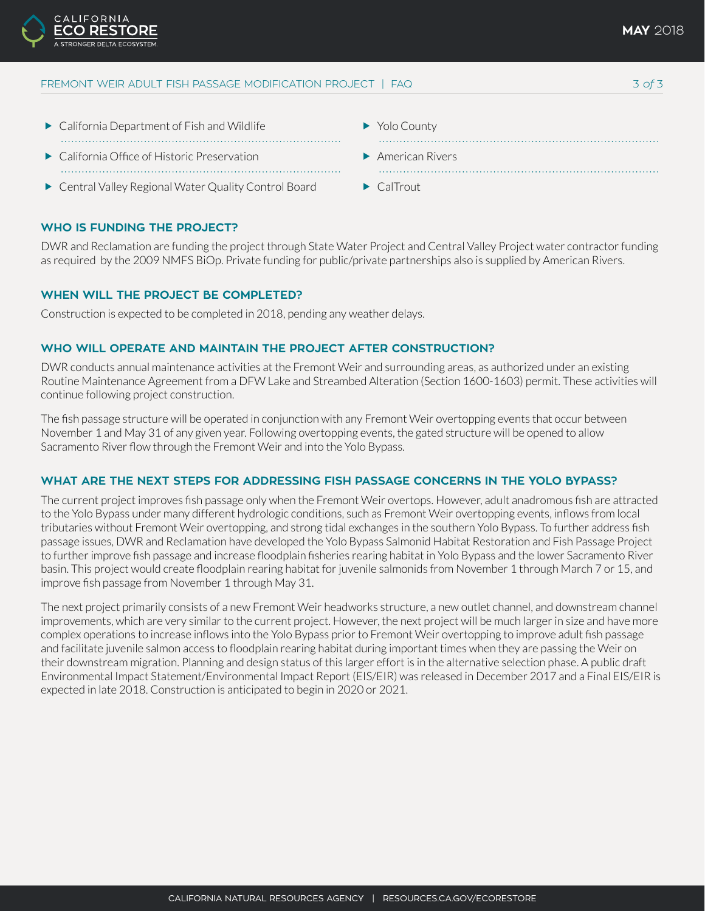- California Department of Fish and Wildlife
- California Office of Historic Preservation
- Central Valley Regional Water Quality Control Board
- Yolo County
- American Rivers
- CalTrout

## WHO IS FUNDING THE PROJECT?

DWR and Reclamation are funding the project through State Water Project and Central Valley Project water contractor funding as required by the 2009 NMFS BiOp. Private funding for public/private partnerships also is supplied by American Rivers.

## WHEN WILL THE PROJECT BE COMPLETED?

Construction is expected to be completed in 2018, pending any weather delays.

## WHO WILL OPERATE AND MAINTAIN THE PROJECT AFTER CONSTRUCTION?

DWR conducts annual maintenance activities at the Fremont Weir and surrounding areas, as authorized under an existing Routine Maintenance Agreement from a DFW Lake and Streambed Alteration (Section 1600-1603) permit. These activities will continue following project construction.

The fish passage structure will be operated in conjunction with any Fremont Weir overtopping events that occur between November 1 and May 31 of any given year. Following overtopping events, the gated structure will be opened to allow Sacramento River flow through the Fremont Weir and into the Yolo Bypass.

## WHAT ARE THE NEXT STEPS FOR ADDRESSING FISH PASSAGE CONCERNS IN THE YOLO BYPASS?

The current project improves fish passage only when the Fremont Weir overtops. However, adult anadromous fish are attracted to the Yolo Bypass under many different hydrologic conditions, such as Fremont Weir overtopping events, inflows from local tributaries without Fremont Weir overtopping, and strong tidal exchanges in the southern Yolo Bypass. To further address fish passage issues, DWR and Reclamation have developed the Yolo Bypass Salmonid Habitat Restoration and Fish Passage Project to further improve fish passage and increase floodplain fisheries rearing habitat in Yolo Bypass and the lower Sacramento River basin. This project would create floodplain rearing habitat for juvenile salmonids from November 1 through March 7 or 15, and improve fish passage from November 1 through May 31.

The next project primarily consists of a new Fremont Weir headworks structure, a new outlet channel, and downstream channel improvements, which are very similar to the current project. However, the next project will be much larger in size and have more complex operations to increase inflows into the Yolo Bypass prior to Fremont Weir overtopping to improve adult fish passage and facilitate juvenile salmon access to floodplain rearing habitat during important times when they are passing the Weir on their downstream migration. Planning and design status of this larger effort is in the alternative selection phase. A public draft Environmental Impact Statement/Environmental Impact Report (EIS/EIR) was released in December 2017 and a Final EIS/EIR is expected in late 2018. Construction is anticipated to begin in 2020 or 2021.